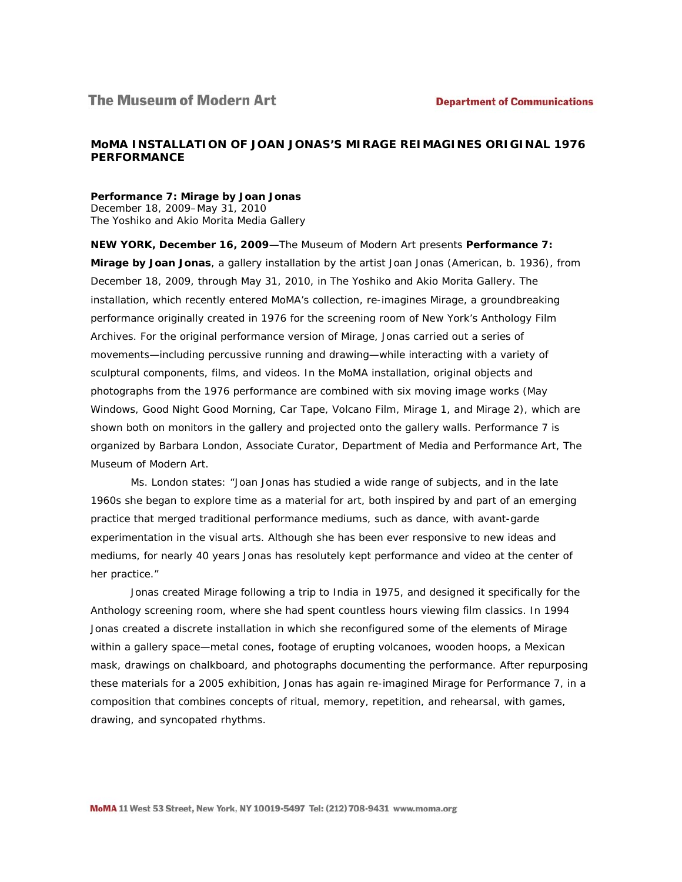The Museum of Modern Art

Department of Communications

# MoMA INSTALLATION OF JOAN JONAS'S MIRAGE REIMAGINES ORIGINAL 1976 PERFORMANCE

**Performance 7: Mirage by Joan Jonas**
December 18, 2009–May 31, 2010
The Yoshiko and Akio Morita Media Gallery

**NEW YORK, December 16, 2009**—The Museum of Modern Art presents **Performance 7: Mirage by Joan Jonas**, a gallery installation by the artist Joan Jonas (American, b. 1936), from December 18, 2009, through May 31, 2010, in The Yoshiko and Akio Morita Gallery. The installation, which recently entered MoMA's collection, re-imagines Mirage, a groundbreaking performance originally created in 1976 for the screening room of New York's Anthology Film Archives. For the original performance version of Mirage, Jonas carried out a series of movements—including percussive running and drawing—while interacting with a variety of sculptural components, films, and videos. In the MoMA installation, original objects and photographs from the 1976 performance are combined with six moving image works (May Windows, Good Night Good Morning, Car Tape, Volcano Film, Mirage 1, and Mirage 2), which are shown both on monitors in the gallery and projected onto the gallery walls. Performance 7 is organized by Barbara London, Associate Curator, Department of Media and Performance Art, The Museum of Modern Art.

Ms. London states: "Joan Jonas has studied a wide range of subjects, and in the late 1960s she began to explore time as a material for art, both inspired by and part of an emerging practice that merged traditional performance mediums, such as dance, with avant-garde experimentation in the visual arts. Although she has been ever responsive to new ideas and mediums, for nearly 40 years Jonas has resolutely kept performance and video at the center of her practice."

Jonas created Mirage following a trip to India in 1975, and designed it specifically for the Anthology screening room, where she had spent countless hours viewing film classics. In 1994 Jonas created a discrete installation in which she reconfigured some of the elements of Mirage within a gallery space—metal cones, footage of erupting volcanoes, wooden hoops, a Mexican mask, drawings on chalkboard, and photographs documenting the performance. After repurposing these materials for a 2005 exhibition, Jonas has again re-imagined Mirage for Performance 7, in a composition that combines concepts of ritual, memory, repetition, and rehearsal, with games, drawing, and syncopated rhythms.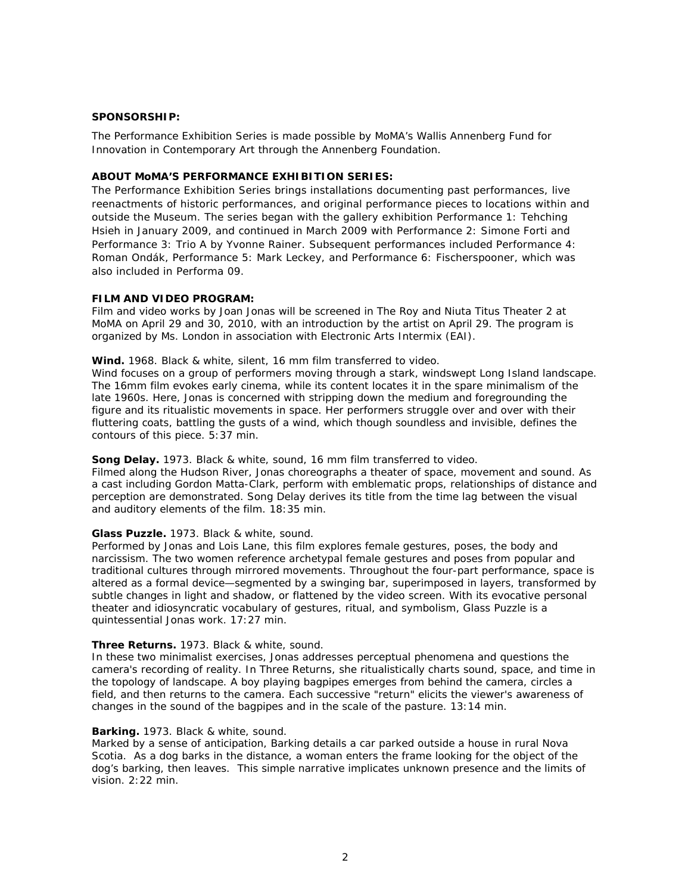**SPONSORSHIP:**

The Performance Exhibition Series is made possible by MoMA's Wallis Annenberg Fund for Innovation in Contemporary Art through the Annenberg Foundation.

**ABOUT MoMA'S PERFORMANCE EXHIBITION SERIES:**

The Performance Exhibition Series brings installations documenting past performances, live reenactments of historic performances, and original performance pieces to locations within and outside the Museum. The series began with the gallery exhibition Performance 1: Tehching Hsieh in January 2009, and continued in March 2009 with Performance 2: Simone Forti and Performance 3: Trio A by Yvonne Rainer. Subsequent performances included Performance 4: Roman Ondák, Performance 5: Mark Leckey, and Performance 6: Fischerspooner, which was also included in Performa 09.

**FILM AND VIDEO PROGRAM:**

Film and video works by Joan Jonas will be screened in The Roy and Niuta Titus Theater 2 at MoMA on April 29 and 30, 2010, with an introduction by the artist on April 29. The program is organized by Ms. London in association with Electronic Arts Intermix (EAI).

**Wind.** 1968. Black & white, silent, 16 mm film transferred to video.
Wind focuses on a group of performers moving through a stark, windswept Long Island landscape. The 16mm film evokes early cinema, while its content locates it in the spare minimalism of the late 1960s. Here, Jonas is concerned with stripping down the medium and foregrounding the figure and its ritualistic movements in space. Her performers struggle over and over with their fluttering coats, battling the gusts of a wind, which though soundless and invisible, defines the contours of this piece. 5:37 min.

**Song Delay.** 1973. Black & white, sound, 16 mm film transferred to video.
Filmed along the Hudson River, Jonas choreographs a theater of space, movement and sound. As a cast including Gordon Matta-Clark, perform with emblematic props, relationships of distance and perception are demonstrated. Song Delay derives its title from the time lag between the visual and auditory elements of the film. 18:35 min.

**Glass Puzzle.** 1973. Black & white, sound.
Performed by Jonas and Lois Lane, this film explores female gestures, poses, the body and narcissism. The two women reference archetypal female gestures and poses from popular and traditional cultures through mirrored movements. Throughout the four-part performance, space is altered as a formal device—segmented by a swinging bar, superimposed in layers, transformed by subtle changes in light and shadow, or flattened by the video screen. With its evocative personal theater and idiosyncratic vocabulary of gestures, ritual, and symbolism, Glass Puzzle is a quintessential Jonas work. 17:27 min.

**Three Returns.** 1973. Black & white, sound.
In these two minimalist exercises, Jonas addresses perceptual phenomena and questions the camera's recording of reality. In Three Returns, she ritualistically charts sound, space, and time in the topology of landscape. A boy playing bagpipes emerges from behind the camera, circles a field, and then returns to the camera. Each successive "return" elicits the viewer's awareness of changes in the sound of the bagpipes and in the scale of the pasture. 13:14 min.

**Barking.** 1973. Black & white, sound.
Marked by a sense of anticipation, Barking details a car parked outside a house in rural Nova Scotia. As a dog barks in the distance, a woman enters the frame looking for the object of the dog's barking, then leaves. This simple narrative implicates unknown presence and the limits of vision. 2:22 min.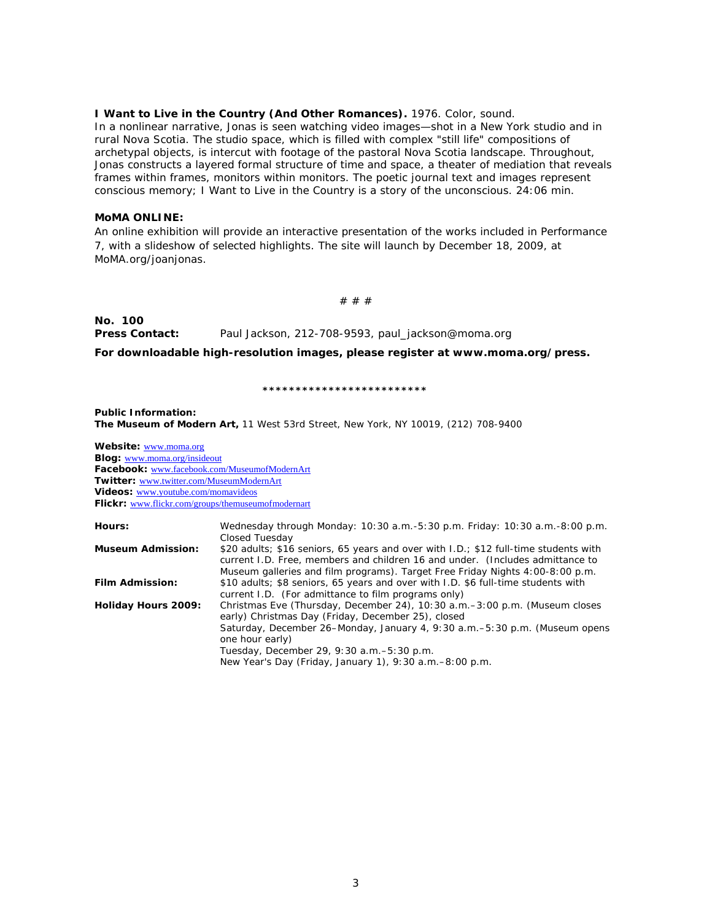**I Want to Live in the Country (And Other Romances).** 1976. Color, sound.
In a nonlinear narrative, Jonas is seen watching video images—shot in a New York studio and in rural Nova Scotia. The studio space, which is filled with complex "still life" compositions of archetypal objects, is intercut with footage of the pastoral Nova Scotia landscape. Throughout, Jonas constructs a layered formal structure of time and space, a theater of mediation that reveals frames within frames, monitors within monitors. The poetic journal text and images represent conscious memory; I Want to Live in the Country is a story of the unconscious. 24:06 min.

**MoMA ONLINE:**
An online exhibition will provide an interactive presentation of the works included in Performance 7, with a slideshow of selected highlights. The site will launch by December 18, 2009, at MoMA.org/joanjonas.

# # #

**No. 100**
**Press Contact:** Paul Jackson, 212-708-9593, paul_jackson@moma.org

**For downloadable high-resolution images, please register at www.moma.org/press.**

*************************

**Public Information:**
**The Museum of Modern Art,** 11 West 53rd Street, New York, NY 10019, (212) 708-9400

**Website:** www.moma.org
**Blog:** www.moma.org/insideout
**Facebook:** www.facebook.com/MuseumofModernArt
**Twitter:** www.twitter.com/MuseumModernArt
**Videos:** www.youtube.com/momavideos
**Flickr:** www.flickr.com/groups/themuseumofmodernart

| | |
|---|---|
| **Hours:** | Wednesday through Monday: 10:30 a.m.-5:30 p.m. Friday: 10:30 a.m.-8:00 p.m. Closed Tuesday |
| **Museum Admission:** | $20 adults; $16 seniors, 65 years and over with I.D.; $12 full-time students with current I.D. Free, members and children 16 and under. (Includes admittance to Museum galleries and film programs). Target Free Friday Nights 4:00-8:00 p.m. |
| **Film Admission:** | $10 adults; $8 seniors, 65 years and over with I.D. $6 full-time students with current I.D. (For admittance to film programs only) |
| **Holiday Hours 2009:** | Christmas Eve (Thursday, December 24), 10:30 a.m.–3:00 p.m. (Museum closes early) Christmas Day (Friday, December 25), closed<br>Saturday, December 26–Monday, January 4, 9:30 a.m.–5:30 p.m. (Museum opens one hour early)<br>Tuesday, December 29, 9:30 a.m.–5:30 p.m.<br>New Year's Day (Friday, January 1), 9:30 a.m.–8:00 p.m. |